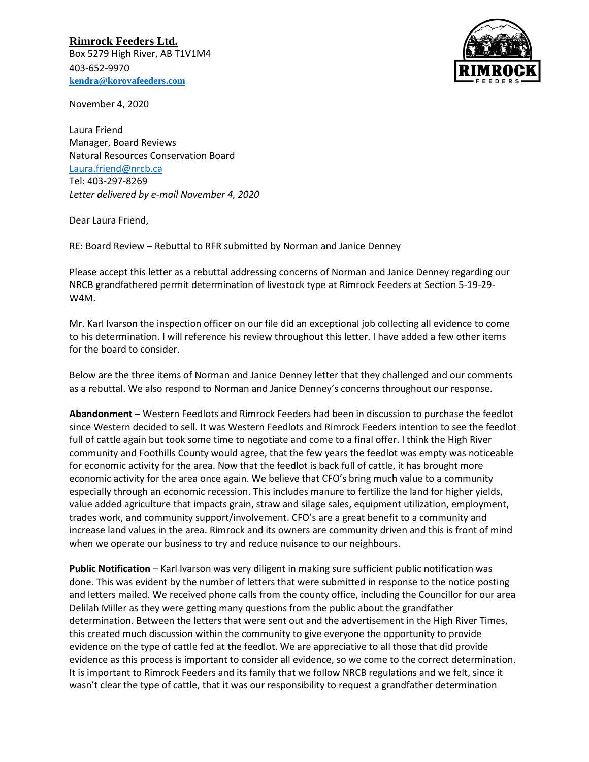**Rimrock Feeders Ltd.**
Box 5279 High River, AB T1V1M4
403-652-9970
**kendra@korovafeeders.com**

November 4, 2020

Laura Friend
Manager, Board Reviews
Natural Resources Conservation Board
Laura.friend@nrcb.ca
Tel: 403-297-8269
*Letter delivered by e-mail November 4, 2020*

Dear Laura Friend,

RE: Board Review – Rebuttal to RFR submitted by Norman and Janice Denney

Please accept this letter as a rebuttal addressing concerns of Norman and Janice Denney regarding our NRCB grandfathered permit determination of livestock type at Rimrock Feeders at Section 5-19-29-W4M.

Mr. Karl Ivarson the inspection officer on our file did an exceptional job collecting all evidence to come to his determination. I will reference his review throughout this letter. I have added a few other items for the board to consider.

Below are the three items of Norman and Janice Denney letter that they challenged and our comments as a rebuttal. We also respond to Norman and Janice Denney's concerns throughout our response.

**Abandonment** – Western Feedlots and Rimrock Feeders had been in discussion to purchase the feedlot since Western decided to sell. It was Western Feedlots and Rimrock Feeders intention to see the feedlot full of cattle again but took some time to negotiate and come to a final offer. I think the High River community and Foothills County would agree, that the few years the feedlot was empty was noticeable for economic activity for the area. Now that the feedlot is back full of cattle, it has brought more economic activity for the area once again. We believe that CFO's bring much value to a community especially through an economic recession. This includes manure to fertilize the land for higher yields, value added agriculture that impacts grain, straw and silage sales, equipment utilization, employment, trades work, and community support/involvement. CFO's are a great benefit to a community and increase land values in the area. Rimrock and its owners are community driven and this is front of mind when we operate our business to try and reduce nuisance to our neighbours.

**Public Notification** – Karl Ivarson was very diligent in making sure sufficient public notification was done. This was evident by the number of letters that were submitted in response to the notice posting and letters mailed. We received phone calls from the county office, including the Councillor for our area Delilah Miller as they were getting many questions from the public about the grandfather determination. Between the letters that were sent out and the advertisement in the High River Times, this created much discussion within the community to give everyone the opportunity to provide evidence on the type of cattle fed at the feedlot. We are appreciative to all those that did provide evidence as this process is important to consider all evidence, so we come to the correct determination. It is important to Rimrock Feeders and its family that we follow NRCB regulations and we felt, since it wasn't clear the type of cattle, that it was our responsibility to request a grandfather determination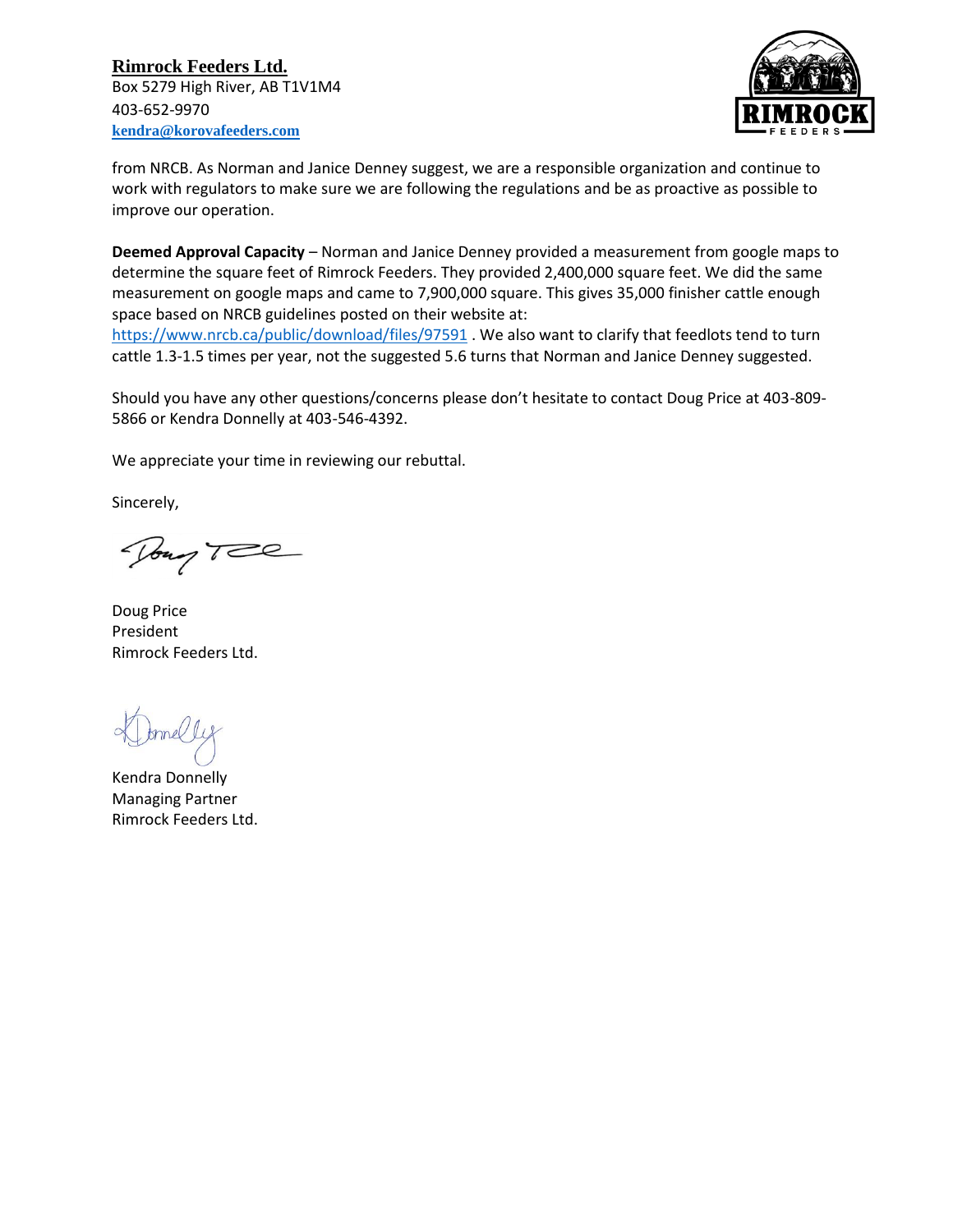**Rimrock Feeders Ltd.**
Box 5279 High River, AB T1V1M4
403-652-9970
**kendra@korovafeeders.com**

from NRCB. As Norman and Janice Denney suggest, we are a responsible organization and continue to work with regulators to make sure we are following the regulations and be as proactive as possible to improve our operation.

**Deemed Approval Capacity** – Norman and Janice Denney provided a measurement from google maps to determine the square feet of Rimrock Feeders. They provided 2,400,000 square feet. We did the same measurement on google maps and came to 7,900,000 square. This gives 35,000 finisher cattle enough space based on NRCB guidelines posted on their website at: https://www.nrcb.ca/public/download/files/97591 . We also want to clarify that feedlots tend to turn cattle 1.3-1.5 times per year, not the suggested 5.6 turns that Norman and Janice Denney suggested.

Should you have any other questions/concerns please don't hesitate to contact Doug Price at 403-809-5866 or Kendra Donnelly at 403-546-4392.

We appreciate your time in reviewing our rebuttal.

Sincerely,

Doug Price
President
Rimrock Feeders Ltd.

Kendra Donnelly
Managing Partner
Rimrock Feeders Ltd.